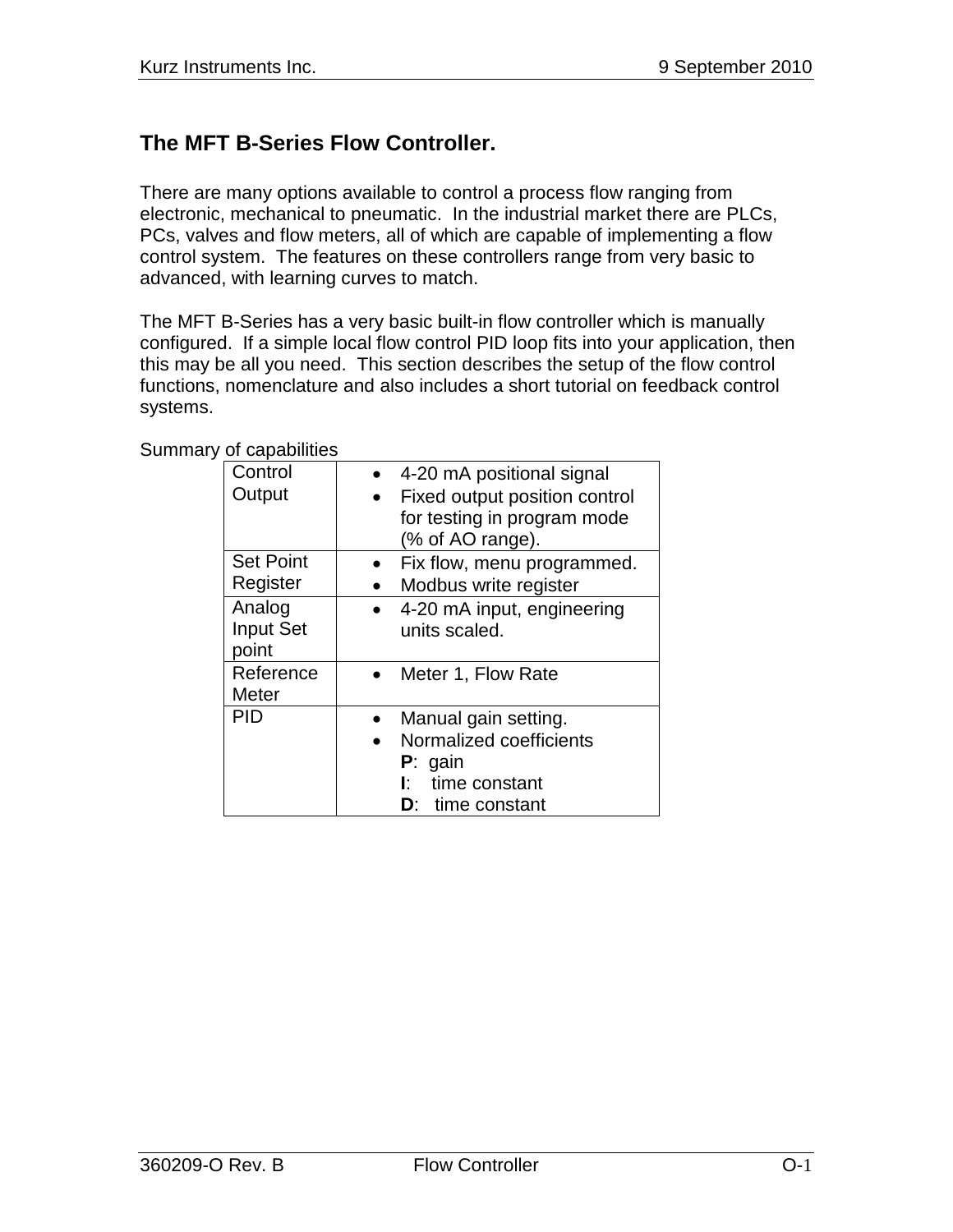## The MFT B-Series Flow Controller.

There are many options available to control a process flow ranging from electronic, mechanical to pneumatic. In the industrial market there are PLCs, PCs, valves and flow meters, all of which are capable of implementing a flow control system. The features on these controllers range from very basic to advanced, with learning curves to match.

The MFT B-Series has a very basic built-in flow controller which is manually configured. If a simple local flow control PID loop fits into your application, then this may be all you need. This section describes the setup of the flow control functions, nomenclature and also includes a short tutorial on feedback control systems.

Summary of capabilities

| | |
|---|---|
| Control Output | • 4-20 mA positional signal<br>• Fixed output position control for testing in program mode (% of AO range). |
| Set Point Register | • Fix flow, menu programmed.<br>• Modbus write register |
| Analog Input Set point | • 4-20 mA input, engineering units scaled. |
| Reference Meter | • Meter 1, Flow Rate |
| PID | • Manual gain setting.<br>• Normalized coefficients<br>**P**: gain<br>**I**: time constant<br>**D**: time constant |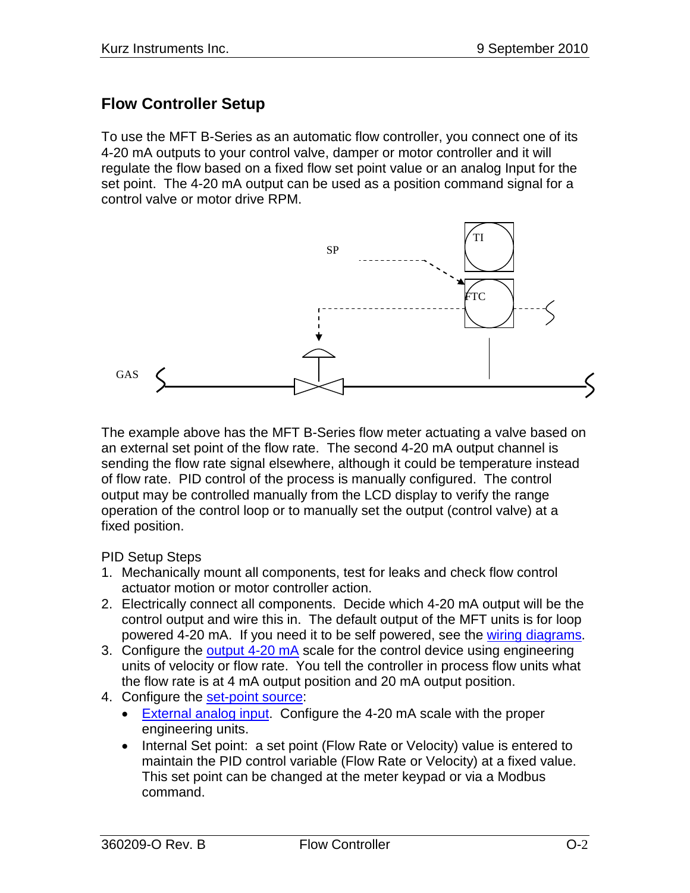## Flow Controller Setup

To use the MFT B-Series as an automatic flow controller, you connect one of its 4-20 mA outputs to your control valve, damper or motor controller and it will regulate the flow based on a fixed flow set point value or an analog Input for the set point. The 4-20 mA output can be used as a position command signal for a control valve or motor drive RPM.

The example above has the MFT B-Series flow meter actuating a valve based on an external set point of the flow rate. The second 4-20 mA output channel is sending the flow rate signal elsewhere, although it could be temperature instead of flow rate. PID control of the process is manually configured. The control output may be controlled manually from the LCD display to verify the range operation of the control loop or to manually set the output (control valve) at a fixed position.

PID Setup Steps

1. Mechanically mount all components, test for leaks and check flow control actuator motion or motor controller action.
2. Electrically connect all components. Decide which 4-20 mA output will be the control output and wire this in. The default output of the MFT units is for loop powered 4-20 mA. If you need it to be self powered, see the wiring diagrams.
3. Configure the output 4-20 mA scale for the control device using engineering units of velocity or flow rate. You tell the controller in process flow units what the flow rate is at 4 mA output position and 20 mA output position.
4. Configure the set-point source:
   - External analog input. Configure the 4-20 mA scale with the proper engineering units.
   - Internal Set point: a set point (Flow Rate or Velocity) value is entered to maintain the PID control variable (Flow Rate or Velocity) at a fixed value. This set point can be changed at the meter keypad or via a Modbus command.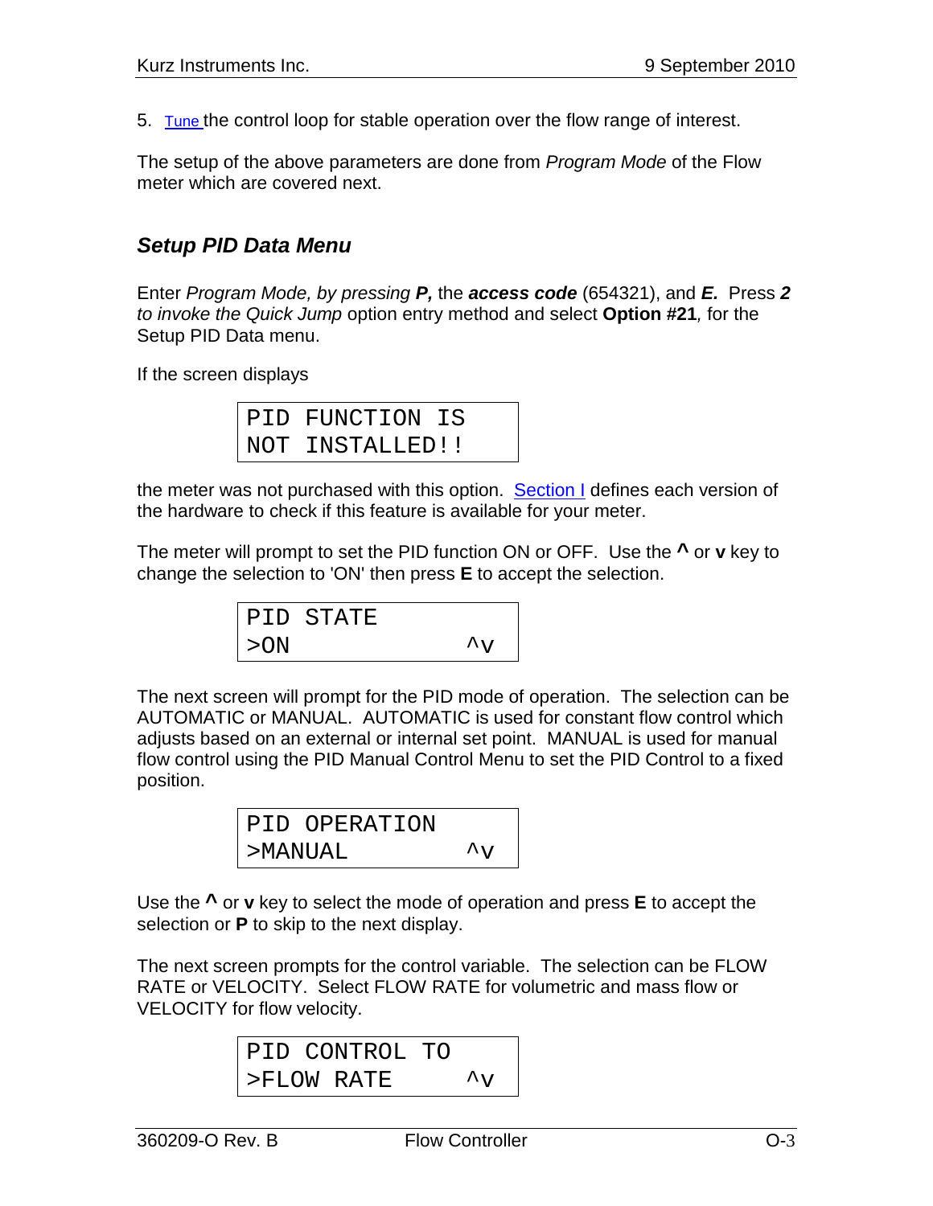5. Tune the control loop for stable operation over the flow range of interest.

The setup of the above parameters are done from *Program Mode* of the Flow meter which are covered next.

## *Setup PID Data Menu*

Enter *Program Mode, by pressing* ***P,*** the ***access code*** (654321), and ***E.*** Press ***2*** *to invoke the Quick Jump* option entry method and select **Option #21***,* for the Setup PID Data menu.

If the screen displays

```
PID FUNCTION IS
NOT INSTALLED!!
```

the meter was not purchased with this option. Section I defines each version of the hardware to check if this feature is available for your meter.

The meter will prompt to set the PID function ON or OFF. Use the **^** or **v** key to change the selection to 'ON' then press **E** to accept the selection.

```
PID STATE
>ON            ^v
```

The next screen will prompt for the PID mode of operation. The selection can be AUTOMATIC or MANUAL. AUTOMATIC is used for constant flow control which adjusts based on an external or internal set point. MANUAL is used for manual flow control using the PID Manual Control Menu to set the PID Control to a fixed position.

```
PID OPERATION
>MANUAL        ^v
```

Use the **^** or **v** key to select the mode of operation and press **E** to accept the selection or **P** to skip to the next display.

The next screen prompts for the control variable. The selection can be FLOW RATE or VELOCITY. Select FLOW RATE for volumetric and mass flow or VELOCITY for flow velocity.

```
PID CONTROL TO
>FLOW RATE     ^v
```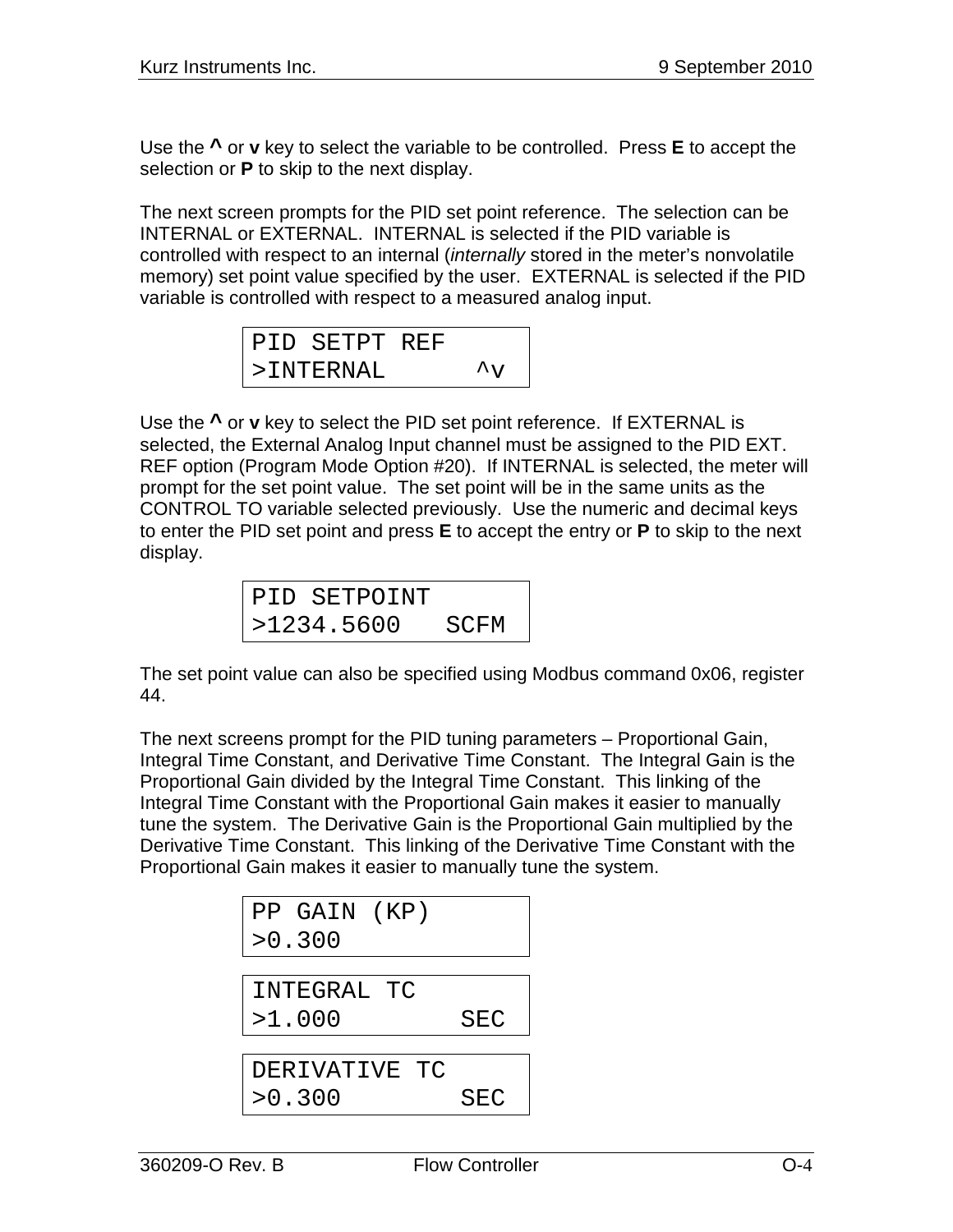Use the **^** or **v** key to select the variable to be controlled. Press **E** to accept the selection or **P** to skip to the next display.

The next screen prompts for the PID set point reference. The selection can be INTERNAL or EXTERNAL. INTERNAL is selected if the PID variable is controlled with respect to an internal (*internally* stored in the meter's nonvolatile memory) set point value specified by the user. EXTERNAL is selected if the PID variable is controlled with respect to a measured analog input.

```
PID SETPT REF
>INTERNAL      ^v
```

Use the **^** or **v** key to select the PID set point reference. If EXTERNAL is selected, the External Analog Input channel must be assigned to the PID EXT. REF option (Program Mode Option #20). If INTERNAL is selected, the meter will prompt for the set point value. The set point will be in the same units as the CONTROL TO variable selected previously. Use the numeric and decimal keys to enter the PID set point and press **E** to accept the entry or **P** to skip to the next display.

```
PID SETPOINT
>1234.5600   SCFM
```

The set point value can also be specified using Modbus command 0x06, register 44.

The next screens prompt for the PID tuning parameters – Proportional Gain, Integral Time Constant, and Derivative Time Constant. The Integral Gain is the Proportional Gain divided by the Integral Time Constant. This linking of the Integral Time Constant with the Proportional Gain makes it easier to manually tune the system. The Derivative Gain is the Proportional Gain multiplied by the Derivative Time Constant. This linking of the Derivative Time Constant with the Proportional Gain makes it easier to manually tune the system.

```
PP GAIN (KP)
>0.300
```

```
INTEGRAL TC
>1.000        SEC
```

```
DERIVATIVE TC
>0.300        SEC
```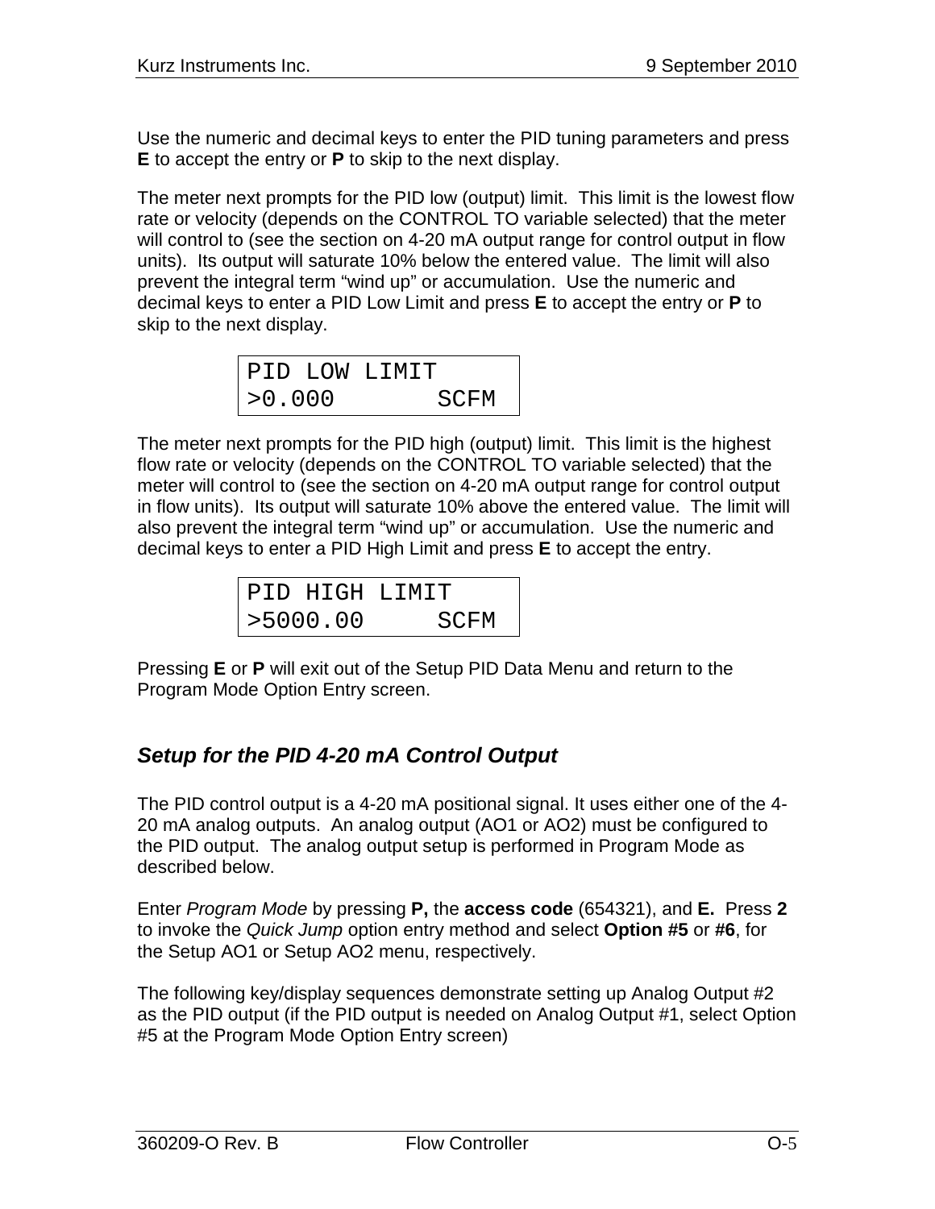Use the numeric and decimal keys to enter the PID tuning parameters and press **E** to accept the entry or **P** to skip to the next display.

The meter next prompts for the PID low (output) limit. This limit is the lowest flow rate or velocity (depends on the CONTROL TO variable selected) that the meter will control to (see the section on 4-20 mA output range for control output in flow units). Its output will saturate 10% below the entered value. The limit will also prevent the integral term "wind up" or accumulation. Use the numeric and decimal keys to enter a PID Low Limit and press **E** to accept the entry or **P** to skip to the next display.

```
PID LOW LIMIT
>0.000       SCFM
```

The meter next prompts for the PID high (output) limit. This limit is the highest flow rate or velocity (depends on the CONTROL TO variable selected) that the meter will control to (see the section on 4-20 mA output range for control output in flow units). Its output will saturate 10% above the entered value. The limit will also prevent the integral term "wind up" or accumulation. Use the numeric and decimal keys to enter a PID High Limit and press **E** to accept the entry.

```
PID HIGH LIMIT
>5000.00     SCFM
```

Pressing **E** or **P** will exit out of the Setup PID Data Menu and return to the Program Mode Option Entry screen.

### *Setup for the PID 4-20 mA Control Output*

The PID control output is a 4-20 mA positional signal. It uses either one of the 4-20 mA analog outputs. An analog output (AO1 or AO2) must be configured to the PID output. The analog output setup is performed in Program Mode as described below.

Enter *Program Mode* by pressing **P,** the **access code** (654321), and **E.** Press **2** to invoke the *Quick Jump* option entry method and select **Option #5** or **#6**, for the Setup AO1 or Setup AO2 menu, respectively.

The following key/display sequences demonstrate setting up Analog Output #2 as the PID output (if the PID output is needed on Analog Output #1, select Option #5 at the Program Mode Option Entry screen)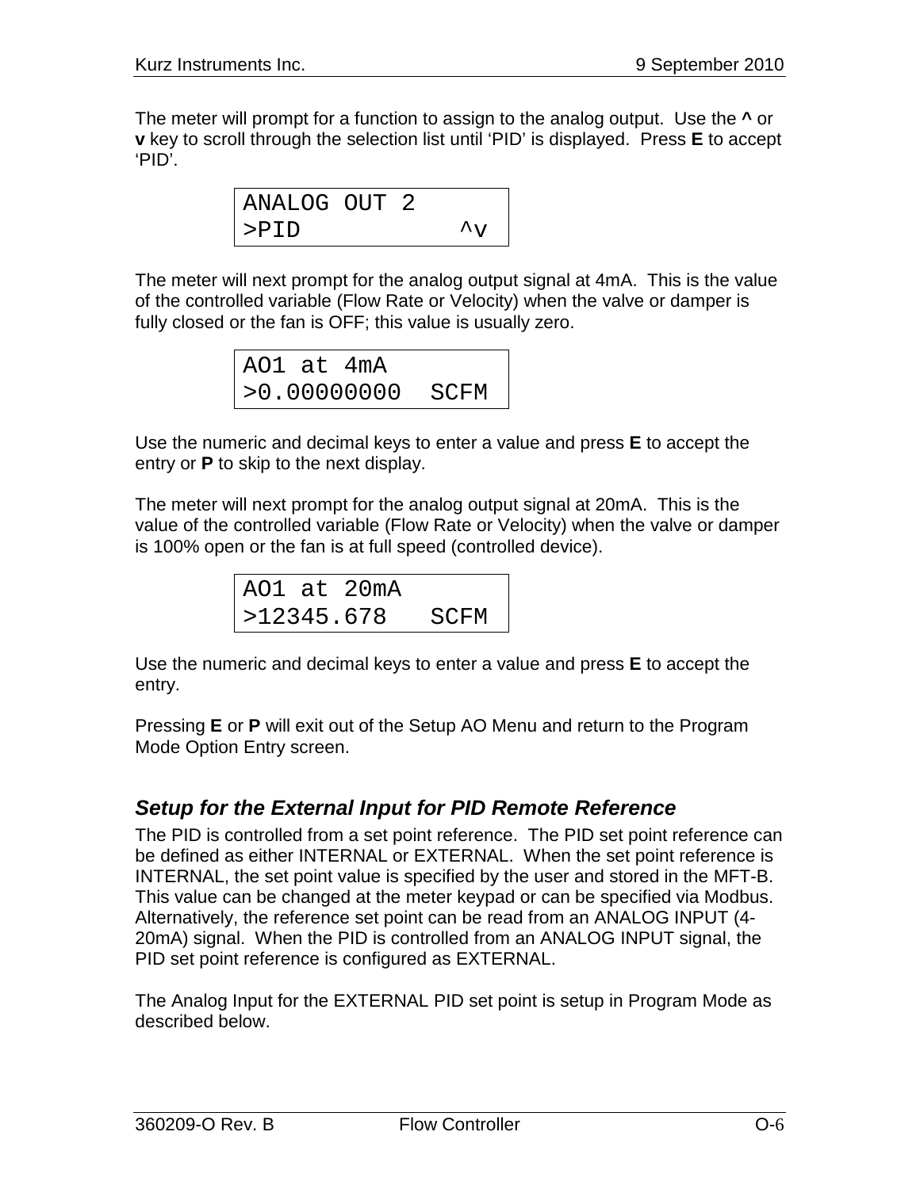The meter will prompt for a function to assign to the analog output. Use the **^** or **v** key to scroll through the selection list until 'PID' is displayed. Press **E** to accept 'PID'.

```
ANALOG OUT 2
>PID          ^v
```

The meter will next prompt for the analog output signal at 4mA. This is the value of the controlled variable (Flow Rate or Velocity) when the valve or damper is fully closed or the fan is OFF; this value is usually zero.

```
AO1 at 4mA
>0.00000000  SCFM
```

Use the numeric and decimal keys to enter a value and press **E** to accept the entry or **P** to skip to the next display.

The meter will next prompt for the analog output signal at 20mA. This is the value of the controlled variable (Flow Rate or Velocity) when the valve or damper is 100% open or the fan is at full speed (controlled device).

```
AO1 at 20mA
>12345.678   SCFM
```

Use the numeric and decimal keys to enter a value and press **E** to accept the entry.

Pressing **E** or **P** will exit out of the Setup AO Menu and return to the Program Mode Option Entry screen.

### *Setup for the External Input for PID Remote Reference*

The PID is controlled from a set point reference. The PID set point reference can be defined as either INTERNAL or EXTERNAL. When the set point reference is INTERNAL, the set point value is specified by the user and stored in the MFT-B. This value can be changed at the meter keypad or can be specified via Modbus. Alternatively, the reference set point can be read from an ANALOG INPUT (4-20mA) signal. When the PID is controlled from an ANALOG INPUT signal, the PID set point reference is configured as EXTERNAL.

The Analog Input for the EXTERNAL PID set point is setup in Program Mode as described below.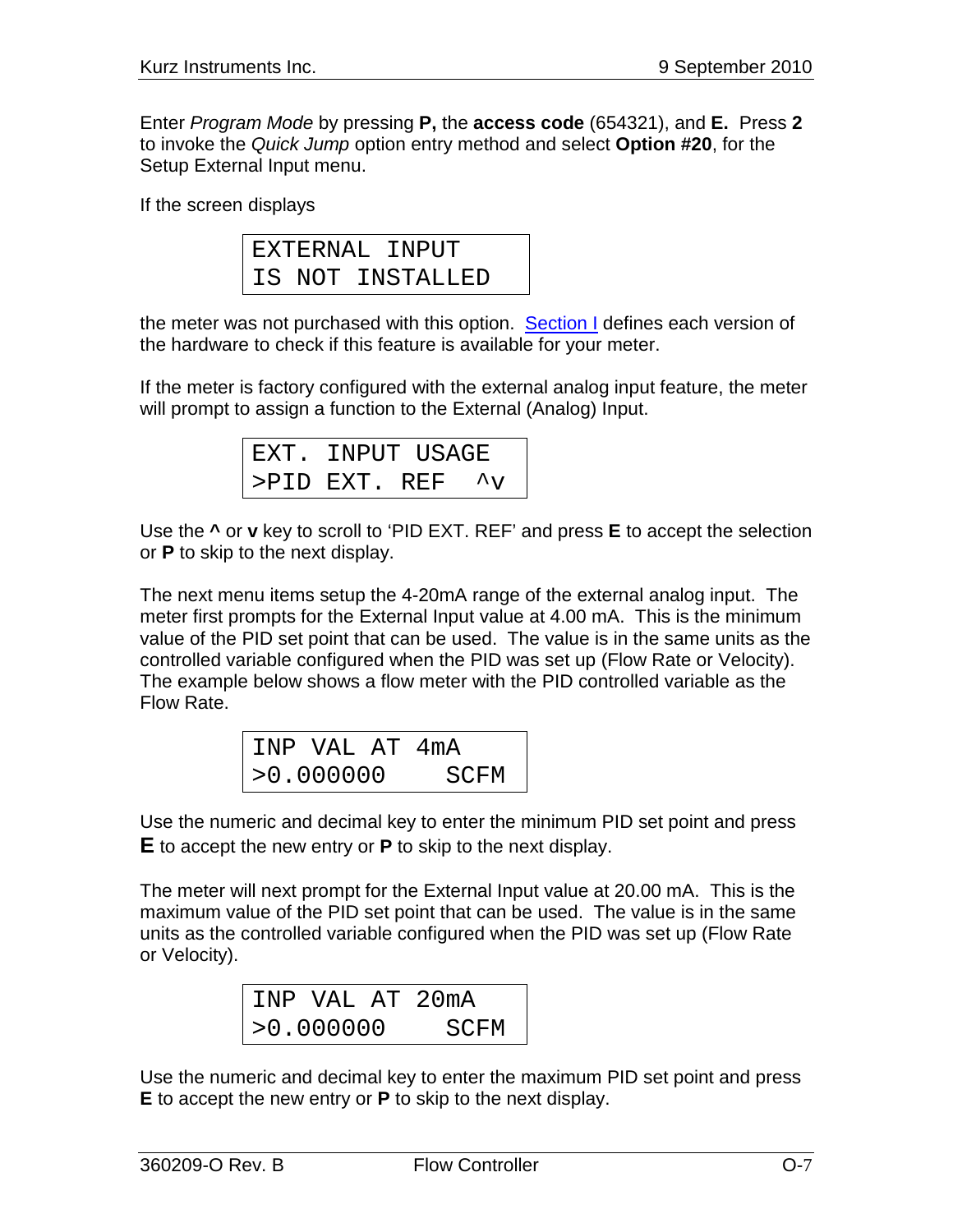Enter *Program Mode* by pressing **P,** the **access code** (654321), and **E.** Press **2** to invoke the *Quick Jump* option entry method and select **Option #20**, for the Setup External Input menu.

If the screen displays

```
EXTERNAL INPUT
IS NOT INSTALLED
```

the meter was not purchased with this option. Section I defines each version of the hardware to check if this feature is available for your meter.

If the meter is factory configured with the external analog input feature, the meter will prompt to assign a function to the External (Analog) Input.

```
EXT. INPUT USAGE
>PID EXT. REF  ^v
```

Use the **^** or **v** key to scroll to 'PID EXT. REF' and press **E** to accept the selection or **P** to skip to the next display.

The next menu items setup the 4-20mA range of the external analog input. The meter first prompts for the External Input value at 4.00 mA. This is the minimum value of the PID set point that can be used. The value is in the same units as the controlled variable configured when the PID was set up (Flow Rate or Velocity). The example below shows a flow meter with the PID controlled variable as the Flow Rate.

```
INP VAL AT 4mA
>0.000000    SCFM
```

Use the numeric and decimal key to enter the minimum PID set point and press **E** to accept the new entry or **P** to skip to the next display.

The meter will next prompt for the External Input value at 20.00 mA. This is the maximum value of the PID set point that can be used. The value is in the same units as the controlled variable configured when the PID was set up (Flow Rate or Velocity).

```
INP VAL AT 20mA
>0.000000    SCFM
```

Use the numeric and decimal key to enter the maximum PID set point and press **E** to accept the new entry or **P** to skip to the next display.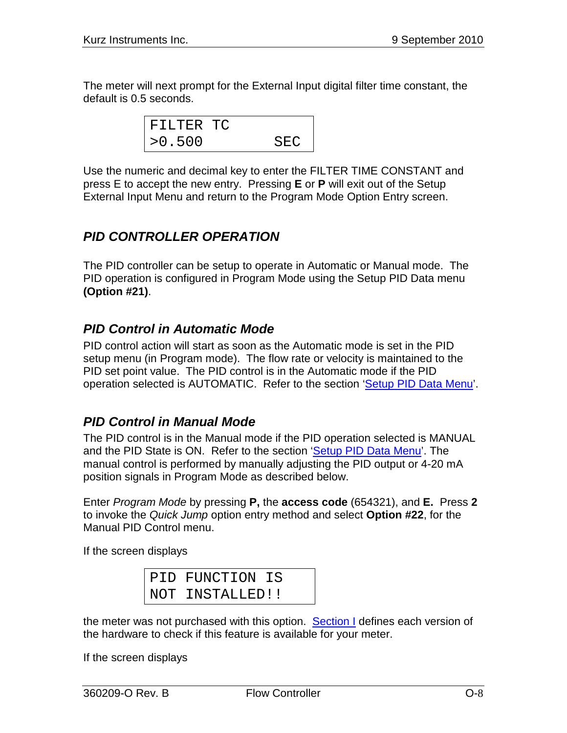The meter will next prompt for the External Input digital filter time constant, the default is 0.5 seconds.

```
FILTER TC
>0.500          SEC
```

Use the numeric and decimal key to enter the FILTER TIME CONSTANT and press E to accept the new entry. Pressing **E** or **P** will exit out of the Setup External Input Menu and return to the Program Mode Option Entry screen.

## *PID CONTROLLER OPERATION*

The PID controller can be setup to operate in Automatic or Manual mode. The PID operation is configured in Program Mode using the Setup PID Data menu **(Option #21)**.

### *PID Control in Automatic Mode*

PID control action will start as soon as the Automatic mode is set in the PID setup menu (in Program mode). The flow rate or velocity is maintained to the PID set point value. The PID control is in the Automatic mode if the PID operation selected is AUTOMATIC. Refer to the section 'Setup PID Data Menu'.

### *PID Control in Manual Mode*

The PID control is in the Manual mode if the PID operation selected is MANUAL and the PID State is ON. Refer to the section 'Setup PID Data Menu'. The manual control is performed by manually adjusting the PID output or 4-20 mA position signals in Program Mode as described below.

Enter *Program Mode* by pressing **P,** the **access code** (654321), and **E.** Press **2** to invoke the *Quick Jump* option entry method and select **Option #22**, for the Manual PID Control menu.

If the screen displays

```
PID FUNCTION IS
NOT INSTALLED!!
```

the meter was not purchased with this option. Section I defines each version of the hardware to check if this feature is available for your meter.

If the screen displays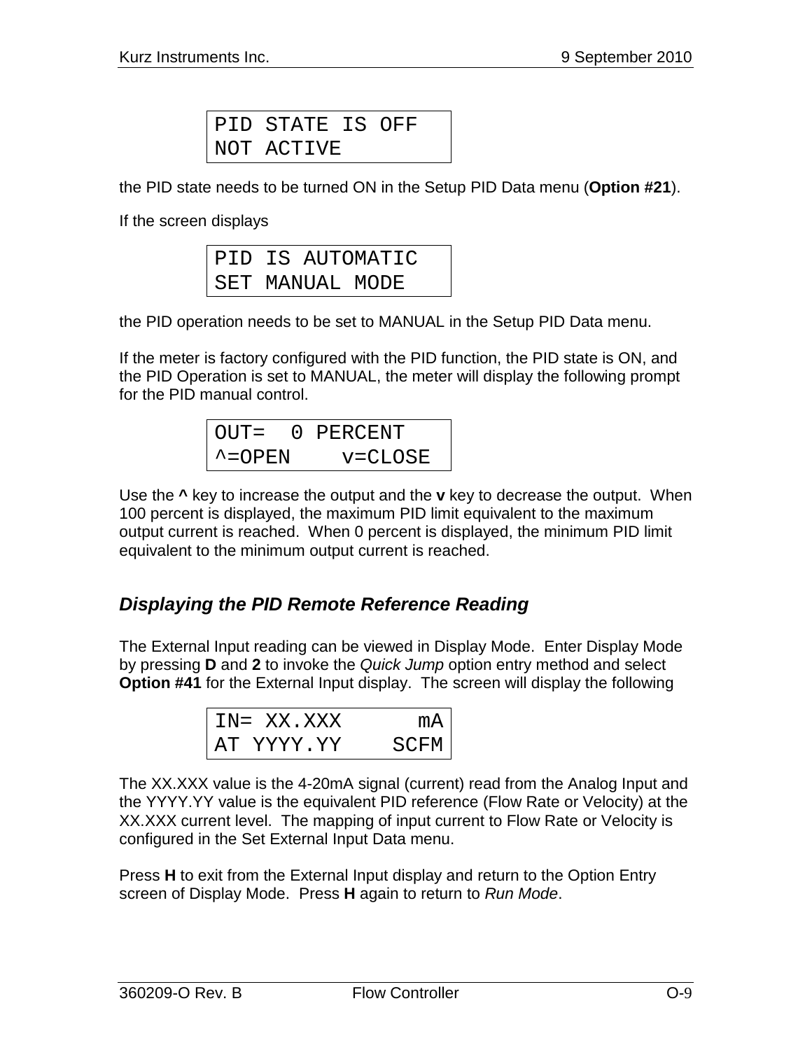```
PID STATE IS OFF
NOT ACTIVE
```

the PID state needs to be turned ON in the Setup PID Data menu (**Option #21**).

If the screen displays

```
PID IS AUTOMATIC
SET MANUAL MODE
```

the PID operation needs to be set to MANUAL in the Setup PID Data menu.

If the meter is factory configured with the PID function, the PID state is ON, and the PID Operation is set to MANUAL, the meter will display the following prompt for the PID manual control.

```
OUT=  0 PERCENT
^=OPEN    v=CLOSE
```

Use the **^** key to increase the output and the **v** key to decrease the output. When 100 percent is displayed, the maximum PID limit equivalent to the maximum output current is reached. When 0 percent is displayed, the minimum PID limit equivalent to the minimum output current is reached.

### *Displaying the PID Remote Reference Reading*

The External Input reading can be viewed in Display Mode. Enter Display Mode by pressing **D** and **2** to invoke the *Quick Jump* option entry method and select **Option #41** for the External Input display. The screen will display the following

```
IN= XX.XXX      mA
AT YYYY.YY    SCFM
```

The XX.XXX value is the 4-20mA signal (current) read from the Analog Input and the YYYY.YY value is the equivalent PID reference (Flow Rate or Velocity) at the XX.XXX current level. The mapping of input current to Flow Rate or Velocity is configured in the Set External Input Data menu.

Press **H** to exit from the External Input display and return to the Option Entry screen of Display Mode. Press **H** again to return to *Run Mode*.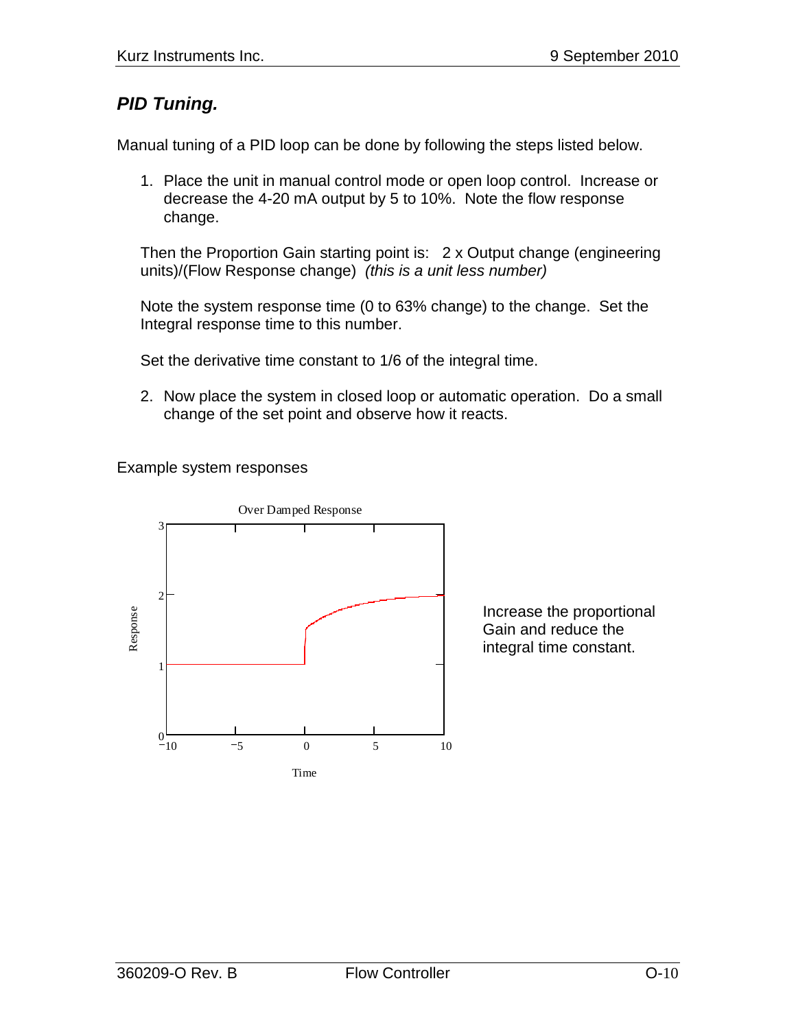## *PID Tuning.*

Manual tuning of a PID loop can be done by following the steps listed below.

1. Place the unit in manual control mode or open loop control. Increase or decrease the 4-20 mA output by 5 to 10%. Note the flow response change.

   Then the Proportion Gain starting point is: 2 x Output change (engineering units)/(Flow Response change) *(this is a unit less number)*

   Note the system response time (0 to 63% change) to the change. Set the Integral response time to this number.

   Set the derivative time constant to 1/6 of the integral time.

2. Now place the system in closed loop or automatic operation. Do a small change of the set point and observe how it reacts.

Example system responses

Over Damped Response

Increase the proportional Gain and reduce the integral time constant.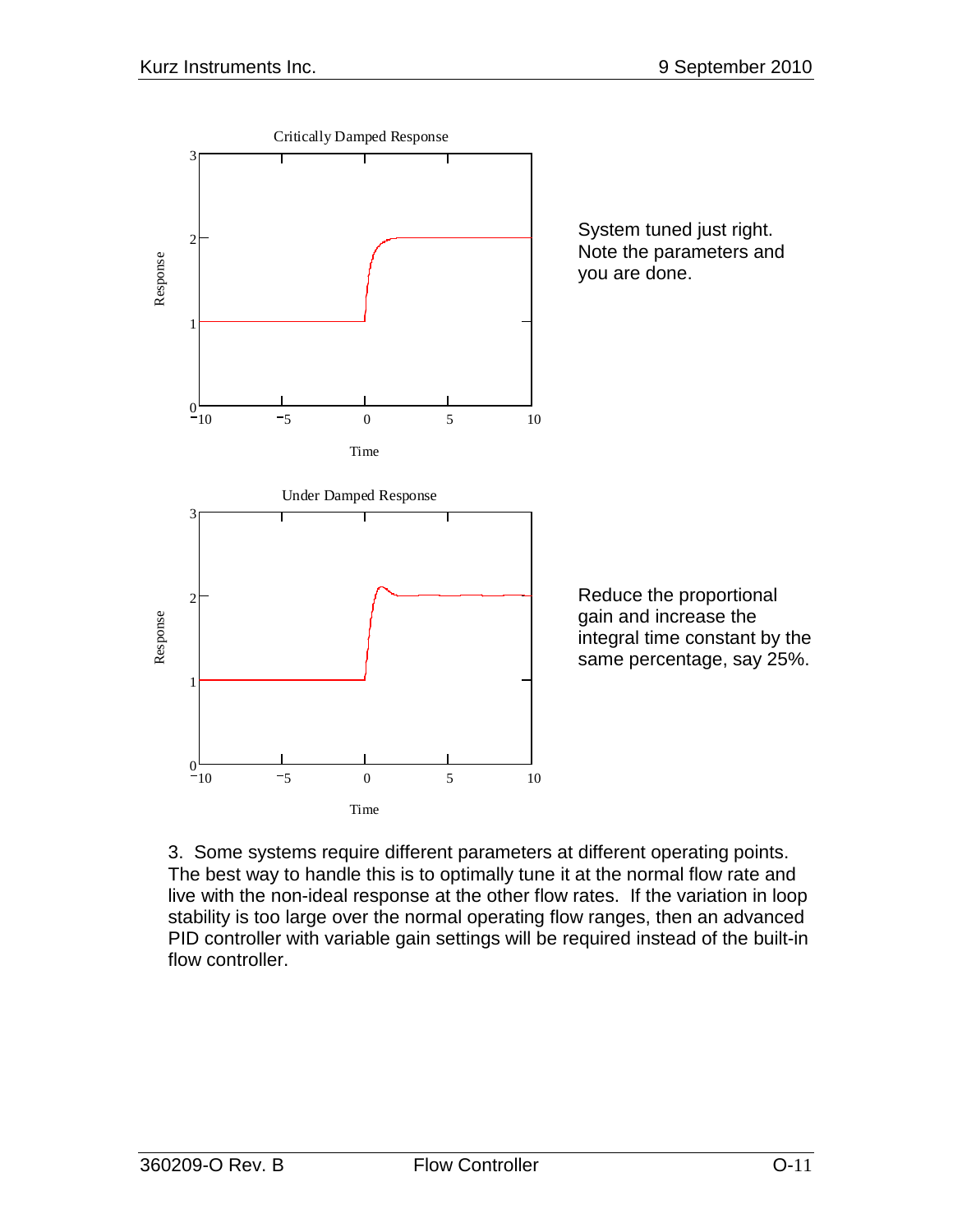Critically Damped Response

Response

3

2

1

0

−10 −5 0 5 10

Time

System tuned just right. Note the parameters and you are done.

Under Damped Response

Response

3

2

1

0

−10 −5 0 5 10

Time

Reduce the proportional gain and increase the integral time constant by the same percentage, say 25%.

3. Some systems require different parameters at different operating points. The best way to handle this is to optimally tune it at the normal flow rate and live with the non-ideal response at the other flow rates. If the variation in loop stability is too large over the normal operating flow ranges, then an advanced PID controller with variable gain settings will be required instead of the built-in flow controller.